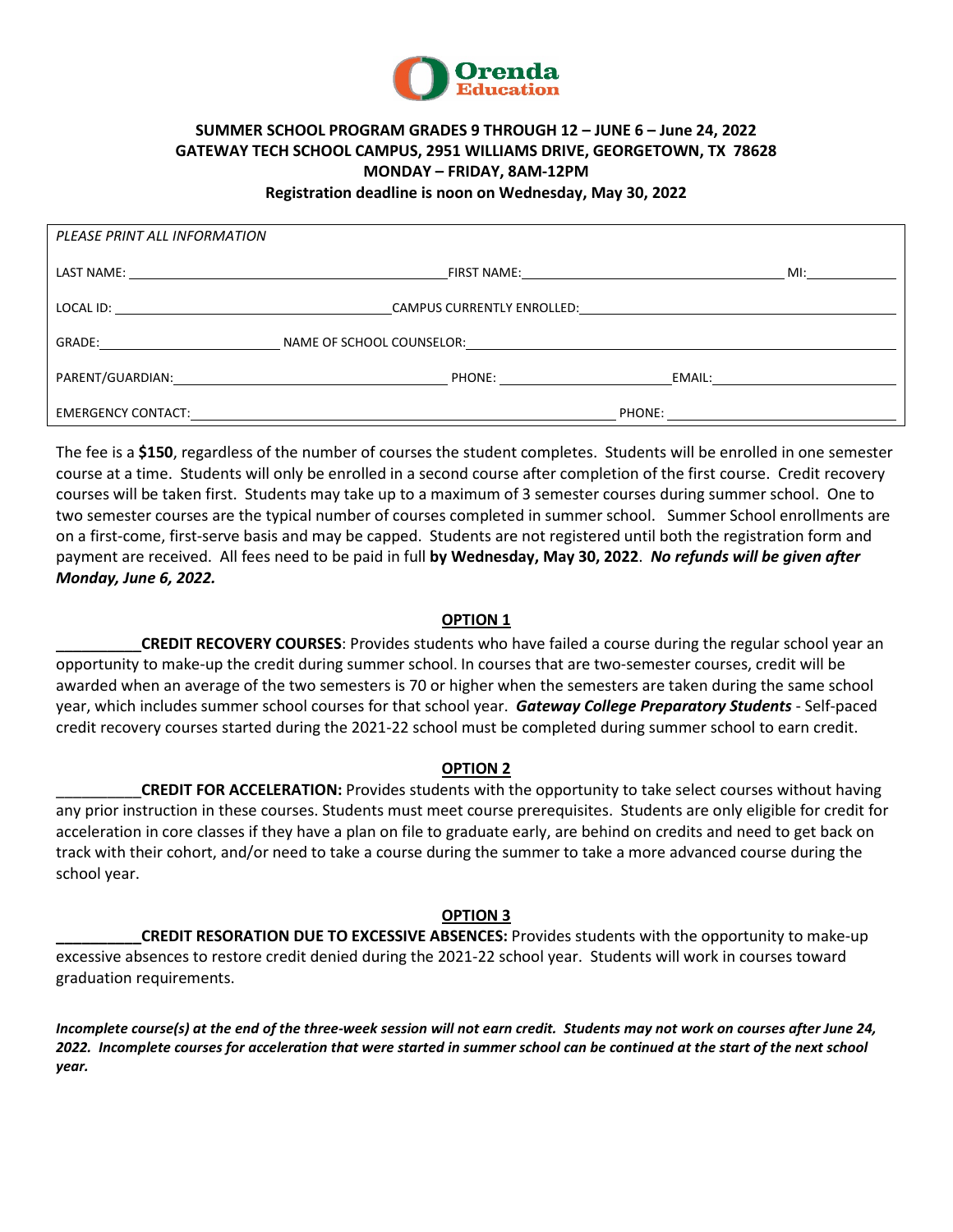Orenda Education

**SUMMER SCHOOL PROGRAM GRADES 9 THROUGH 12 – JUNE 6 – June 24, 2022**
**GATEWAY TECH SCHOOL CAMPUS, 2951 WILLIAMS DRIVE, GEORGETOWN, TX 78628**
**MONDAY – FRIDAY, 8AM-12PM**
**Registration deadline is noon on Wednesday, May 30, 2022**

*PLEASE PRINT ALL INFORMATION*

LAST NAME: ____________________ FIRST NAME: ____________________ MI: ________

LOCAL ID: ____________________ CAMPUS CURRENTLY ENROLLED: ____________________

GRADE: ____________ NAME OF SCHOOL COUNSELOR: ____________________

PARENT/GUARDIAN: ____________________ PHONE: ____________ EMAIL: ____________

EMERGENCY CONTACT: ____________________ PHONE: ____________

The fee is a **$150**, regardless of the number of courses the student completes. Students will be enrolled in one semester course at a time. Students will only be enrolled in a second course after completion of the first course. Credit recovery courses will be taken first. Students may take up to a maximum of 3 semester courses during summer school. One to two semester courses are the typical number of courses completed in summer school. Summer School enrollments are on a first-come, first-serve basis and may be capped. Students are not registered until both the registration form and payment are received. All fees need to be paid in full **by Wednesday, May 30, 2022**. ***No refunds will be given after Monday, June 6, 2022.***

**OPTION 1**

__________**CREDIT RECOVERY COURSES**: Provides students who have failed a course during the regular school year an opportunity to make-up the credit during summer school. In courses that are two-semester courses, credit will be awarded when an average of the two semesters is 70 or higher when the semesters are taken during the same school year, which includes summer school courses for that school year. ***Gateway College Preparatory Students*** - Self-paced credit recovery courses started during the 2021-22 school must be completed during summer school to earn credit.

**OPTION 2**

__________**CREDIT FOR ACCELERATION:** Provides students with the opportunity to take select courses without having any prior instruction in these courses. Students must meet course prerequisites. Students are only eligible for credit for acceleration in core classes if they have a plan on file to graduate early, are behind on credits and need to get back on track with their cohort, and/or need to take a course during the summer to take a more advanced course during the school year.

**OPTION 3**

__________**CREDIT RESORATION DUE TO EXCESSIVE ABSENCES:** Provides students with the opportunity to make-up excessive absences to restore credit denied during the 2021-22 school year. Students will work in courses toward graduation requirements.

***Incomplete course(s) at the end of the three-week session will not earn credit. Students may not work on courses after June 24, 2022. Incomplete courses for acceleration that were started in summer school can be continued at the start of the next school year.***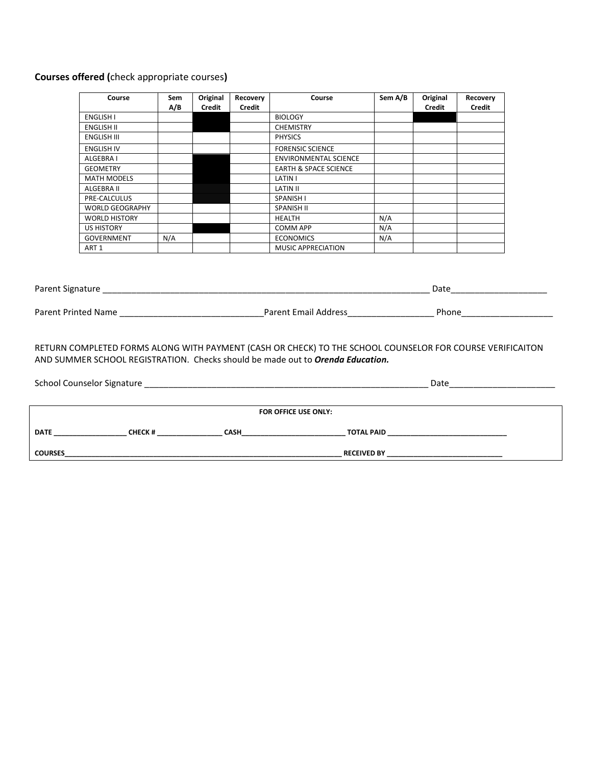**Courses offered (**check appropriate courses**)**

| Course | Sem A/B | Original Credit | Recovery Credit | Course | Sem A/B | Original Credit | Recovery Credit |
|---|---|---|---|---|---|---|---|
| ENGLISH I | | | | BIOLOGY | | | |
| ENGLISH II | | | | CHEMISTRY | | | |
| ENGLISH III | | | | PHYSICS | | | |
| ENGLISH IV | | | | FORENSIC SCIENCE | | | |
| ALGEBRA I | | | | ENVIRONMENTAL SCIENCE | | | |
| GEOMETRY | | | | EARTH & SPACE SCIENCE | | | |
| MATH MODELS | | | | LATIN I | | | |
| ALGEBRA II | | | | LATIN II | | | |
| PRE-CALCULUS | | | | SPANISH I | | | |
| WORLD GEOGRAPHY | | | | SPANISH II | | | |
| WORLD HISTORY | | | | HEALTH | N/A | | |
| US HISTORY | | | | COMM APP | N/A | | |
| GOVERNMENT | N/A | | | ECONOMICS | N/A | | |
| ART 1 | | | | MUSIC APPRECIATION | | | |

Parent Signature ______________________________________________________________________ Date____________________

Parent Printed Name ______________________________Parent Email Address__________________ Phone___________________

RETURN COMPLETED FORMS ALONG WITH PAYMENT (CASH OR CHECK) TO THE SCHOOL COUNSELOR FOR COURSE VERIFICAITON AND SUMMER SCHOOL REGISTRATION. Checks should be made out to ***Orenda Education.***

School Counselor Signature _____________________________________________________________ Date______________________

**FOR OFFICE USE ONLY:**

**DATE** __________________ **CHECK #** ________________ **CASH**__________________________ **TOTAL PAID** ______________________________

**COURSES**__________________________________________________________________________ **RECEIVED BY** _____________________________